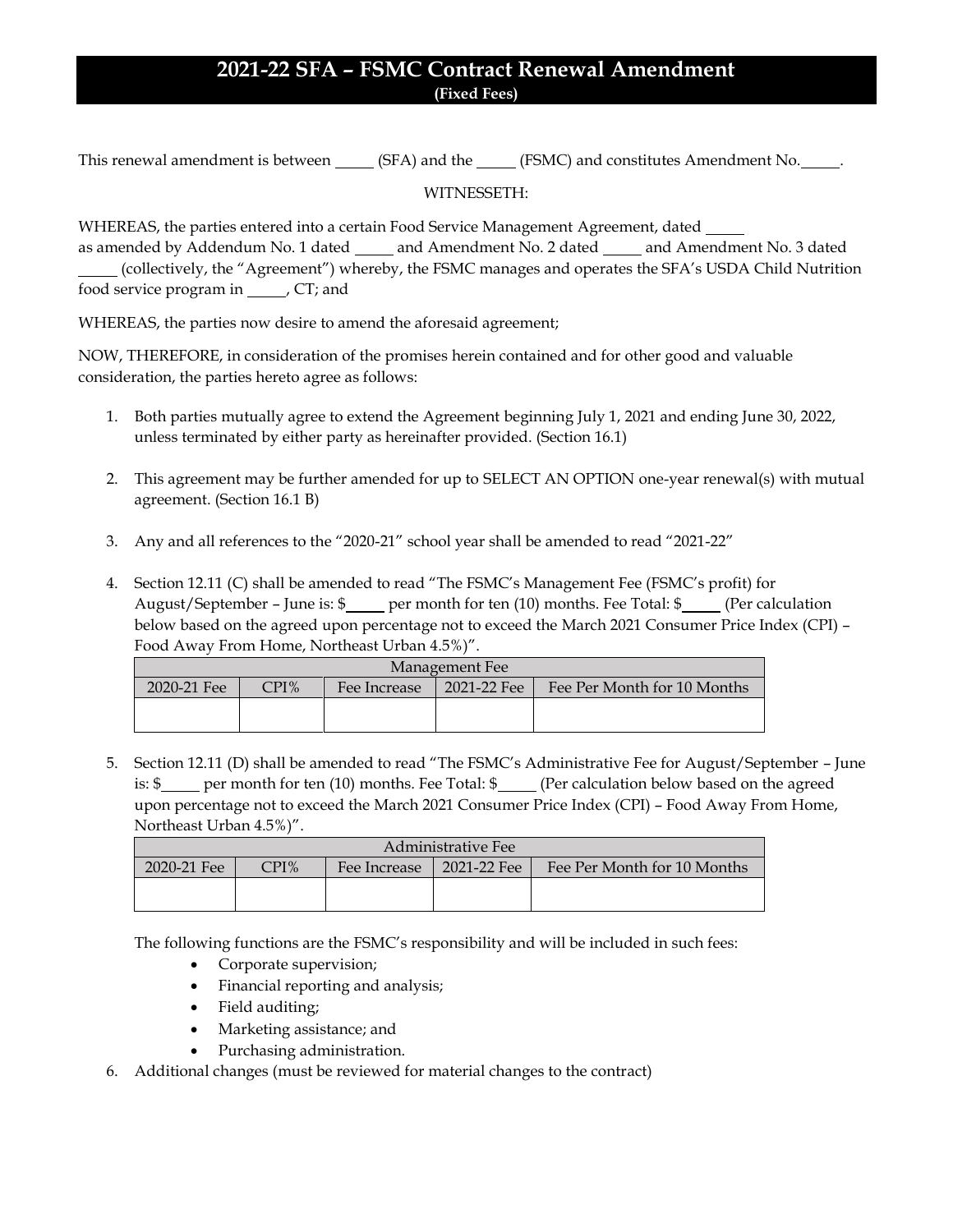# 2021-22 SFA – FSMC Contract Renewal Amendment

**(Fixed Fees)**

This renewal amendment is between _____ (SFA) and the _____ (FSMC) and constitutes Amendment No._____.

WITNESSETH:

WHEREAS, the parties entered into a certain Food Service Management Agreement, dated _____ as amended by Addendum No. 1 dated _____ and Amendment No. 2 dated _____ and Amendment No. 3 dated _____ (collectively, the "Agreement") whereby, the FSMC manages and operates the SFA's USDA Child Nutrition food service program in _____, CT; and

WHEREAS, the parties now desire to amend the aforesaid agreement;

NOW, THEREFORE, in consideration of the promises herein contained and for other good and valuable consideration, the parties hereto agree as follows:

1. Both parties mutually agree to extend the Agreement beginning July 1, 2021 and ending June 30, 2022, unless terminated by either party as hereinafter provided. (Section 16.1)

2. This agreement may be further amended for up to SELECT AN OPTION one-year renewal(s) with mutual agreement. (Section 16.1 B)

3. Any and all references to the "2020-21" school year shall be amended to read "2021-22"

4. Section 12.11 (C) shall be amended to read "The FSMC's Management Fee (FSMC's profit) for August/September – June is: $_____ per month for ten (10) months. Fee Total: $_____ (Per calculation below based on the agreed upon percentage not to exceed the March 2021 Consumer Price Index (CPI) – Food Away From Home, Northeast Urban 4.5%)".

| Management Fee | | | | |
|---|---|---|---|---|
| 2020-21 Fee | CPI% | Fee Increase | 2021-22 Fee | Fee Per Month for 10 Months |
| | | | | |

5. Section 12.11 (D) shall be amended to read "The FSMC's Administrative Fee for August/September – June is: $_____ per month for ten (10) months. Fee Total: $_____ (Per calculation below based on the agreed upon percentage not to exceed the March 2021 Consumer Price Index (CPI) – Food Away From Home, Northeast Urban 4.5%)".

| Administrative Fee | | | | |
|---|---|---|---|---|
| 2020-21 Fee | CPI% | Fee Increase | 2021-22 Fee | Fee Per Month for 10 Months |
| | | | | |

   The following functions are the FSMC's responsibility and will be included in such fees:
   - Corporate supervision;
   - Financial reporting and analysis;
   - Field auditing;
   - Marketing assistance; and
   - Purchasing administration.

6. Additional changes (must be reviewed for material changes to the contract)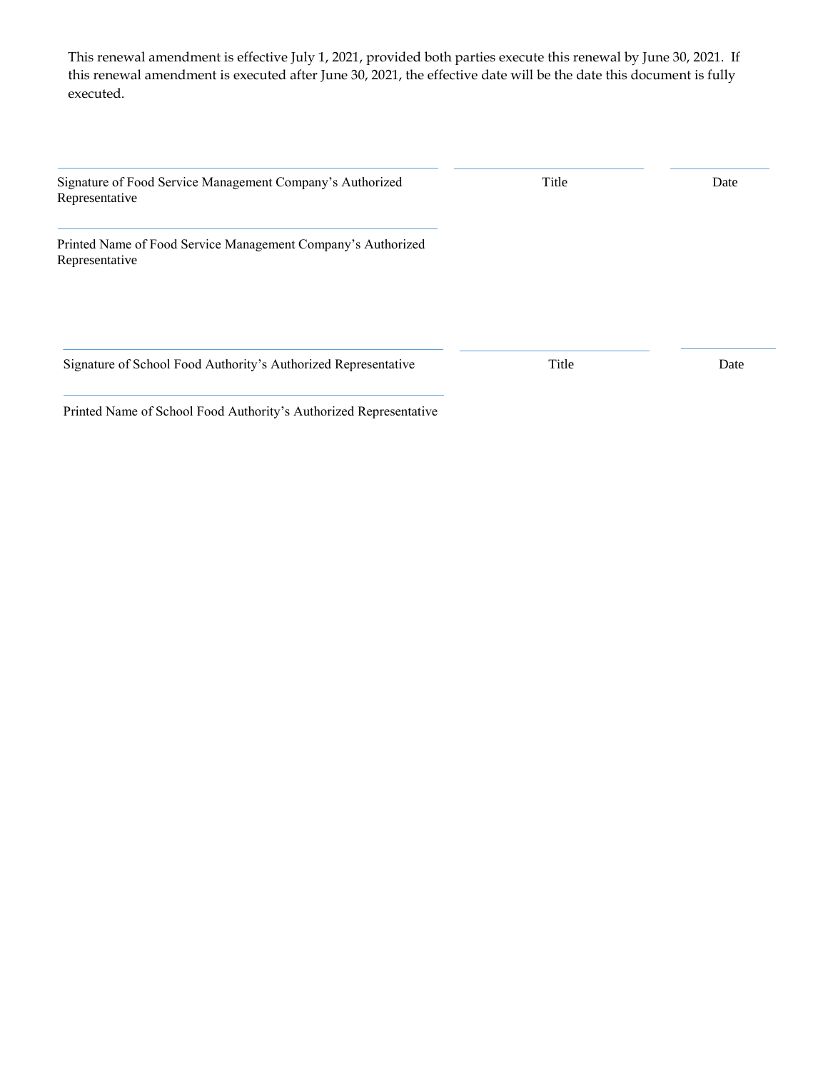This renewal amendment is effective July 1, 2021, provided both parties execute this renewal by June 30, 2021. If this renewal amendment is executed after June 30, 2021, the effective date will be the date this document is fully executed.

| | | |
|---|---|---|
| Signature of Food Service Management Company's Authorized Representative | Title | Date |
| Printed Name of Food Service Management Company's Authorized Representative | | |

| | | |
|---|---|---|
| Signature of School Food Authority's Authorized Representative | Title | Date |
| Printed Name of School Food Authority's Authorized Representative | | |